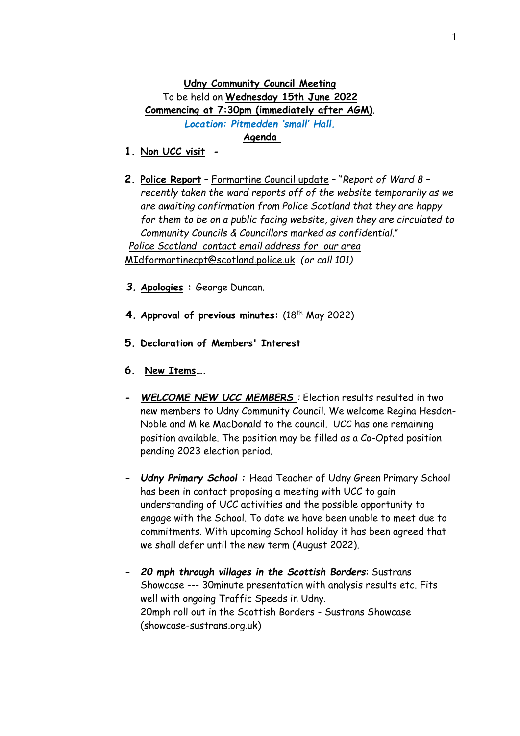**Udny Community Council Meeting**
To be held on **Wednesday 15th June 2022**
**Commencing at 7:30pm (immediately after AGM)**.
***Location: Pitmedden 'small' Hall.***
**Agenda**

1. **Non UCC visit** -

2. **Police Report** – Formartine Council update – "*Report of Ward 8 – recently taken the ward reports off of the website temporarily as we are awaiting confirmation from Police Scotland that they are happy for them to be on a public facing website, given they are circulated to Community Councils & Councillors marked as confidential*."
   *Police Scotland contact email address for our area*
   MIdformartinecpt@scotland.police.uk *(or call 101)*

3. **Apologies** : George Duncan.

4. **Approval of previous minutes:** (18th May 2022)

5. **Declaration of Members' Interest**

6. **New Items**….

- ***WELCOME NEW UCC MEMBERS*** : Election results resulted in two new members to Udny Community Council. We welcome Regina Hesdon-Noble and Mike MacDonald to the council. UCC has one remaining position available. The position may be filled as a Co-Opted position pending 2023 election period.

- ***Udny Primary School :*** Head Teacher of Udny Green Primary School has been in contact proposing a meeting with UCC to gain understanding of UCC activities and the possible opportunity to engage with the School. To date we have been unable to meet due to commitments. With upcoming School holiday it has been agreed that we shall defer until the new term (August 2022).

- ***20 mph through villages in the Scottish Borders***: Sustrans Showcase --- 30minute presentation with analysis results etc. Fits well with ongoing Traffic Speeds in Udny.
  20mph roll out in the Scottish Borders - Sustrans Showcase (showcase-sustrans.org.uk)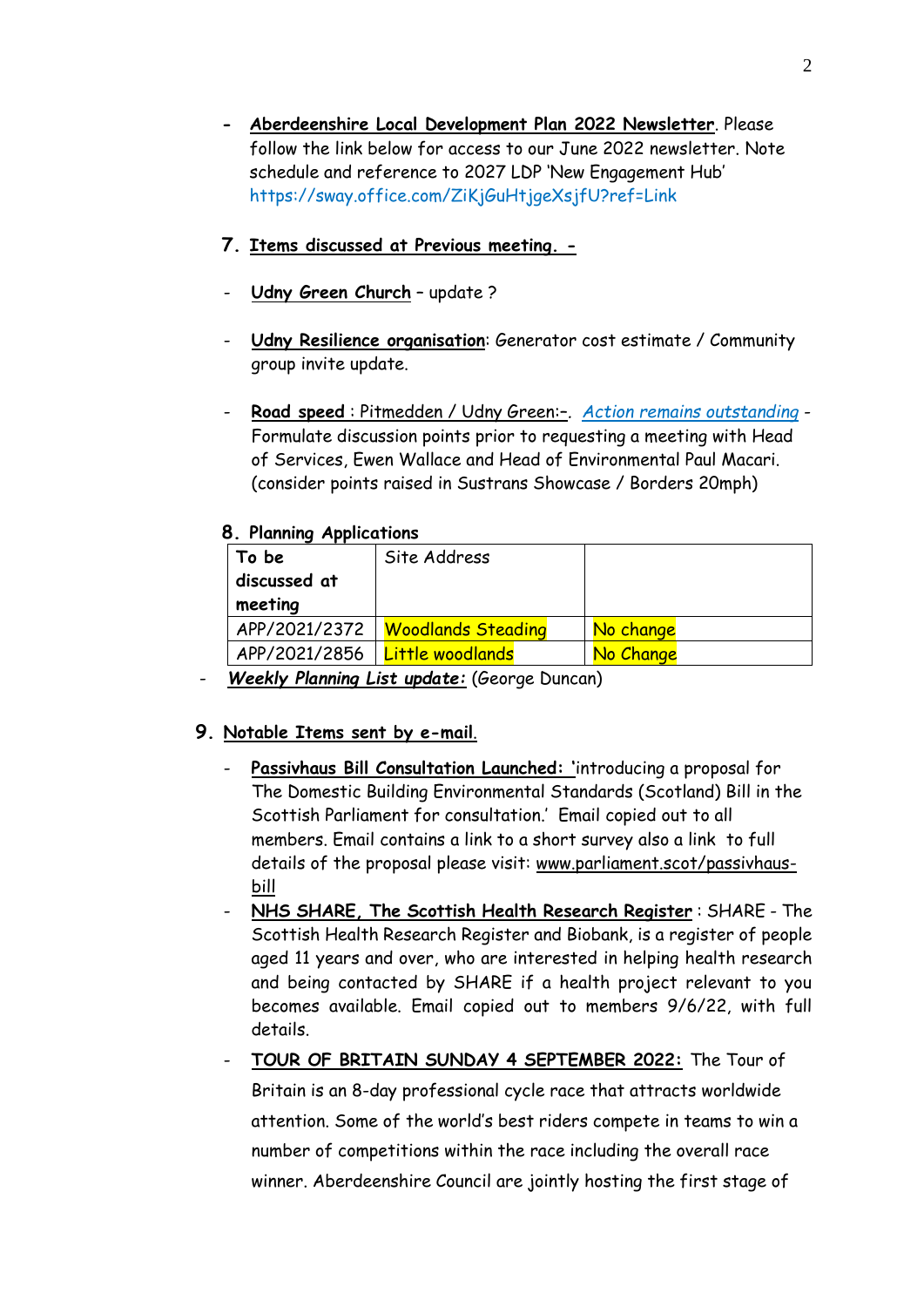- **Aberdeenshire Local Development Plan 2022 Newsletter**. Please follow the link below for access to our June 2022 newsletter. Note schedule and reference to 2027 LDP 'New Engagement Hub' https://sway.office.com/ZiKjGuHtjgeXsjfU?ref=Link

## 7. Items discussed at Previous meeting. -

- **Udny Green Church** – update ?

- **Udny Resilience organisation**: Generator cost estimate / Community group invite update.

- **Road speed** : Pitmedden / Udny Green:–. *Action remains outstanding* - Formulate discussion points prior to requesting a meeting with Head of Services, Ewen Wallace and Head of Environmental Paul Macari. (consider points raised in Sustrans Showcase / Borders 20mph)

## 8. Planning Applications

| To be discussed at meeting | Site Address | |
|---|---|---|
| APP/2021/2372 | Woodlands Steading | No change |
| APP/2021/2856 | Little woodlands | No Change |

- ***Weekly Planning List update:*** (George Duncan)

## 9. Notable Items sent by e-mail.

- **Passivhaus Bill Consultation Launched:** 'introducing a proposal for The Domestic Building Environmental Standards (Scotland) Bill in the Scottish Parliament for consultation.' Email copied out to all members. Email contains a link to a short survey also a link to full details of the proposal please visit: www.parliament.scot/passivhaus-bill
- **NHS SHARE, The Scottish Health Research Register** : SHARE - The Scottish Health Research Register and Biobank, is a register of people aged 11 years and over, who are interested in helping health research and being contacted by SHARE if a health project relevant to you becomes available. Email copied out to members 9/6/22, with full details.
- **TOUR OF BRITAIN SUNDAY 4 SEPTEMBER 2022:** The Tour of Britain is an 8-day professional cycle race that attracts worldwide attention. Some of the world's best riders compete in teams to win a number of competitions within the race including the overall race winner. Aberdeenshire Council are jointly hosting the first stage of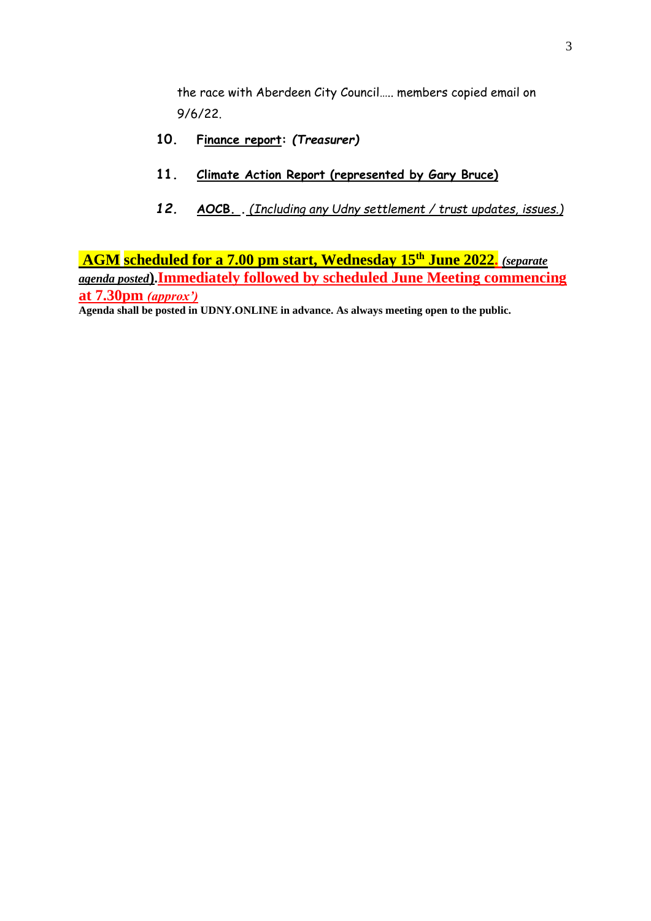the race with Aberdeen City Council….. members copied email on 9/6/22.

10. **Finance report: *(Treasurer)***

11. **Climate Action Report (represented by Gary Bruce)**

12. ***AOCB. . (Including any Udny settlement / trust updates, issues.)***

**AGM scheduled for a 7.00 pm start, Wednesday 15th June 2022.** ***(separate agenda posted)*****.Immediately followed by scheduled June Meeting commencing at 7.30pm** ***(approx')***

**Agenda shall be posted in UDNY.ONLINE in advance. As always meeting open to the public.**